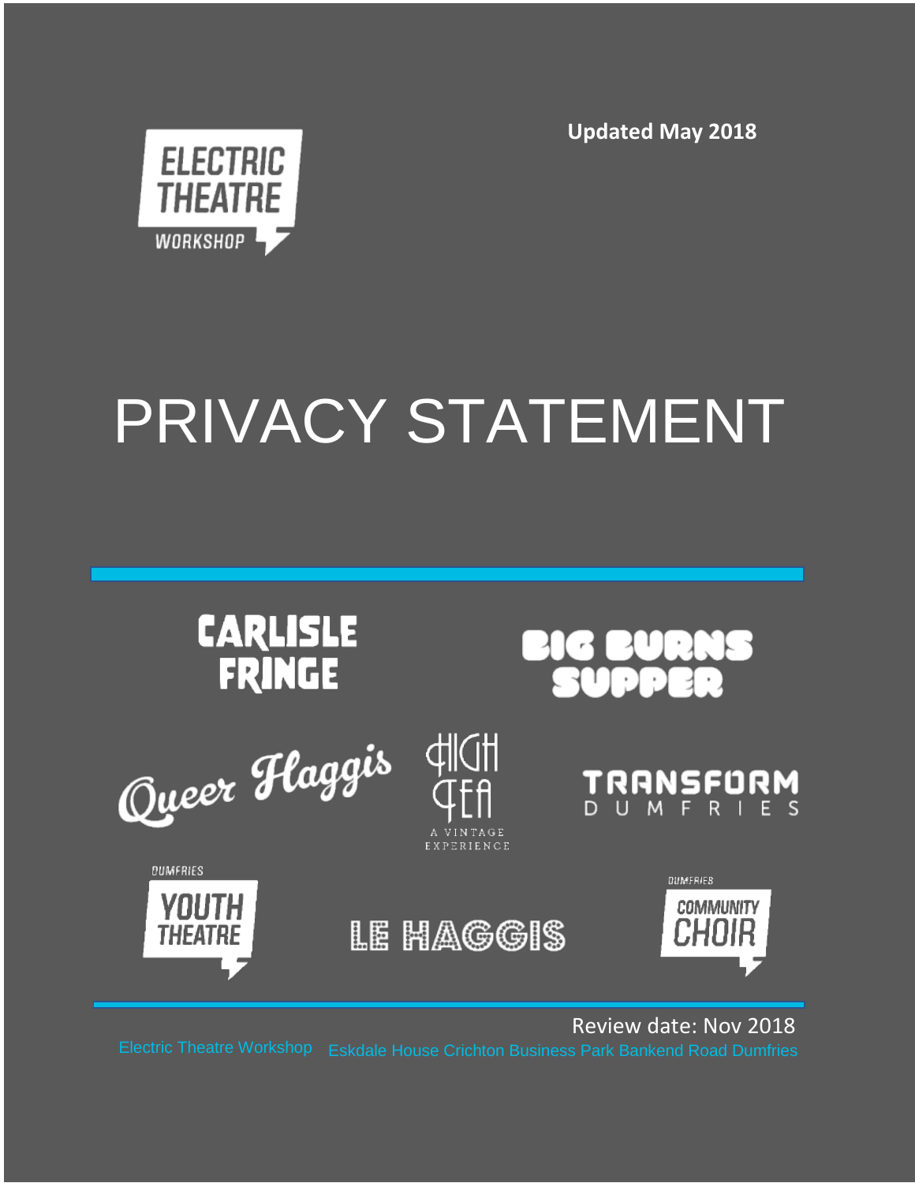ELECTRIC THEATRE WORKSHOP

**Updated May 2018**

# PRIVACY STATEMENT

CARLISLE FRINGE

BIG BURNS SUPPER

Queer Haggis

HIGH TEA A VINTAGE EXPERIENCE

TRANSFORM DUMFRIES

DUMFRIES YOUTH THEATRE

LE HAGGIS

DUMFRIES COMMUNITY CHOIR

Review date: Nov 2018

Electric Theatre Workshop Eskdale House Crichton Business Park Bankend Road Dumfries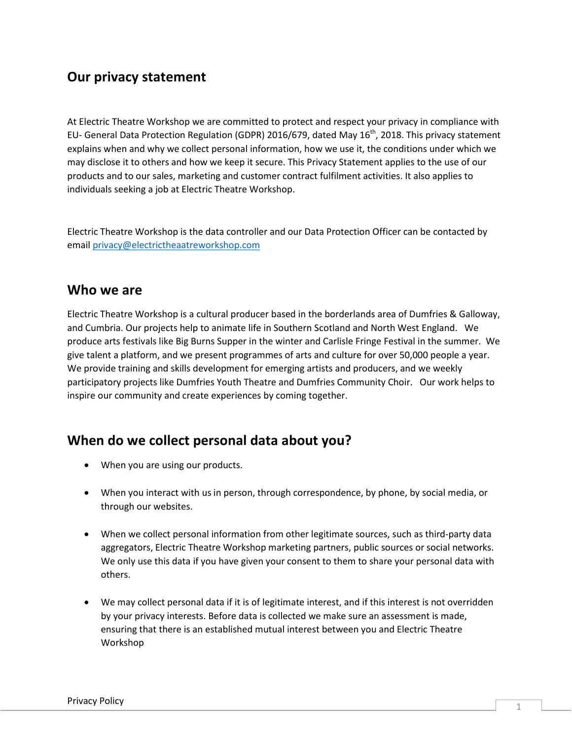## Our privacy statement

At Electric Theatre Workshop we are committed to protect and respect your privacy in compliance with EU- General Data Protection Regulation (GDPR) 2016/679, dated May 16th, 2018. This privacy statement explains when and why we collect personal information, how we use it, the conditions under which we may disclose it to others and how we keep it secure. This Privacy Statement applies to the use of our products and to our sales, marketing and customer contract fulfilment activities. It also applies to individuals seeking a job at Electric Theatre Workshop.

Electric Theatre Workshop is the data controller and our Data Protection Officer can be contacted by email privacy@electrictheaatreworkshop.com

## Who we are

Electric Theatre Workshop is a cultural producer based in the borderlands area of Dumfries & Galloway, and Cumbria. Our projects help to animate life in Southern Scotland and North West England. We produce arts festivals like Big Burns Supper in the winter and Carlisle Fringe Festival in the summer. We give talent a platform, and we present programmes of arts and culture for over 50,000 people a year. We provide training and skills development for emerging artists and producers, and we weekly participatory projects like Dumfries Youth Theatre and Dumfries Community Choir. Our work helps to inspire our community and create experiences by coming together.

## When do we collect personal data about you?

- When you are using our products.
- When you interact with us in person, through correspondence, by phone, by social media, or through our websites.
- When we collect personal information from other legitimate sources, such as third-party data aggregators, Electric Theatre Workshop marketing partners, public sources or social networks. We only use this data if you have given your consent to them to share your personal data with others.
- We may collect personal data if it is of legitimate interest, and if this interest is not overridden by your privacy interests. Before data is collected we make sure an assessment is made, ensuring that there is an established mutual interest between you and Electric Theatre Workshop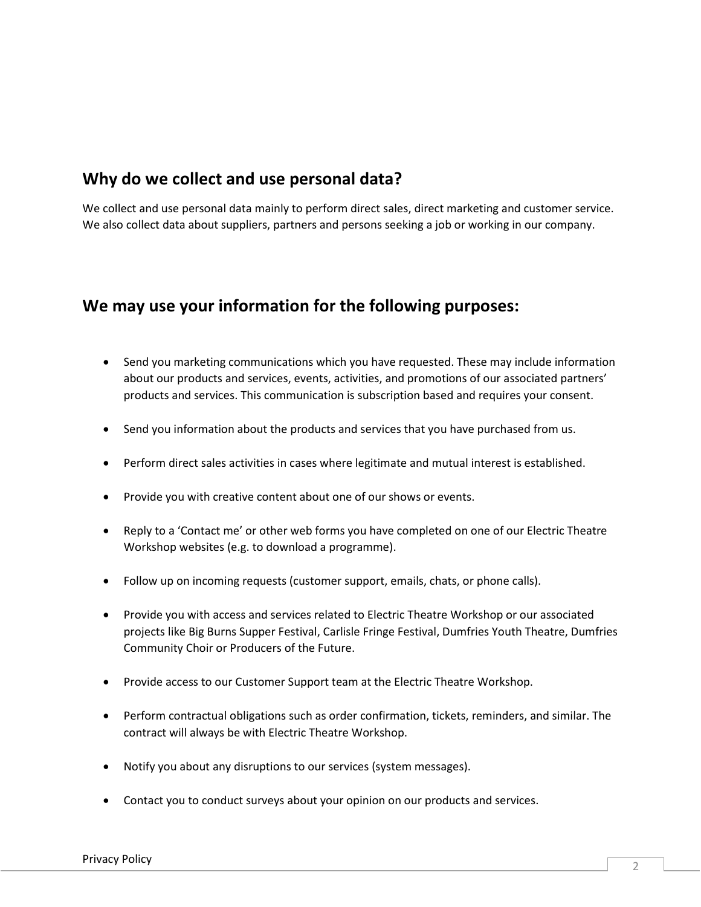## Why do we collect and use personal data?

We collect and use personal data mainly to perform direct sales, direct marketing and customer service. We also collect data about suppliers, partners and persons seeking a job or working in our company.

## We may use your information for the following purposes:

- Send you marketing communications which you have requested. These may include information about our products and services, events, activities, and promotions of our associated partners' products and services. This communication is subscription based and requires your consent.
- Send you information about the products and services that you have purchased from us.
- Perform direct sales activities in cases where legitimate and mutual interest is established.
- Provide you with creative content about one of our shows or events.
- Reply to a 'Contact me' or other web forms you have completed on one of our Electric Theatre Workshop websites (e.g. to download a programme).
- Follow up on incoming requests (customer support, emails, chats, or phone calls).
- Provide you with access and services related to Electric Theatre Workshop or our associated projects like Big Burns Supper Festival, Carlisle Fringe Festival, Dumfries Youth Theatre, Dumfries Community Choir or Producers of the Future.
- Provide access to our Customer Support team at the Electric Theatre Workshop.
- Perform contractual obligations such as order confirmation, tickets, reminders, and similar. The contract will always be with Electric Theatre Workshop.
- Notify you about any disruptions to our services (system messages).
- Contact you to conduct surveys about your opinion on our products and services.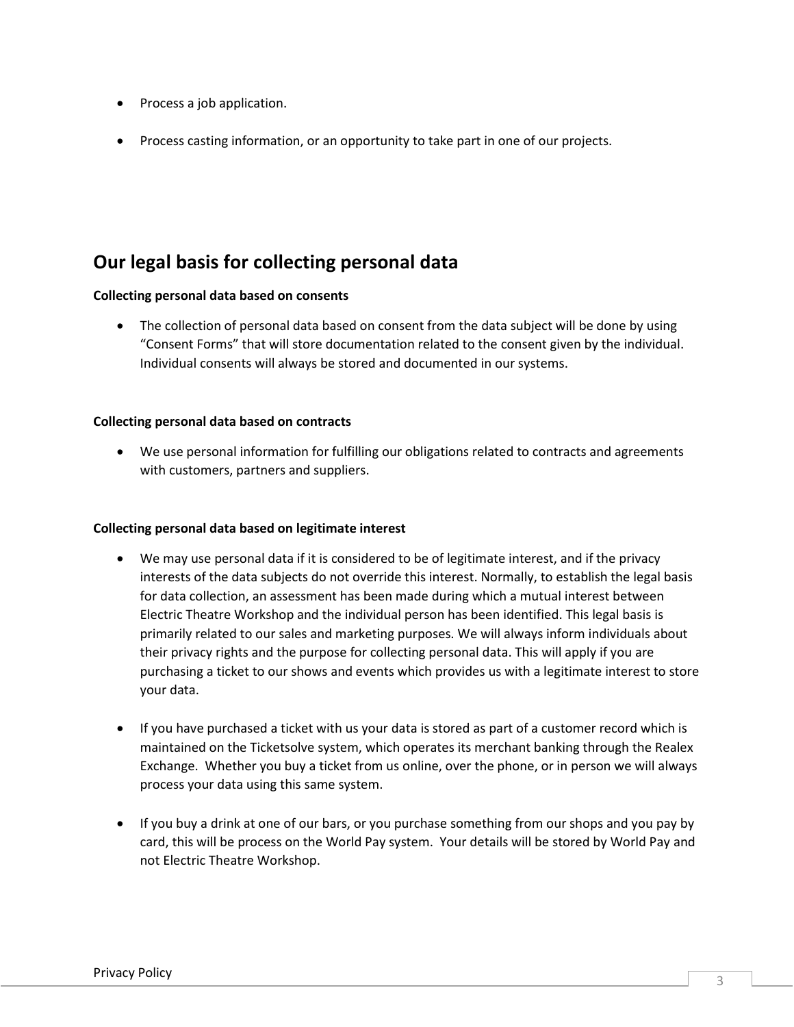- Process a job application.
- Process casting information, or an opportunity to take part in one of our projects.

## Our legal basis for collecting personal data

**Collecting personal data based on consents**

- The collection of personal data based on consent from the data subject will be done by using "Consent Forms" that will store documentation related to the consent given by the individual. Individual consents will always be stored and documented in our systems.

**Collecting personal data based on contracts**

- We use personal information for fulfilling our obligations related to contracts and agreements with customers, partners and suppliers.

**Collecting personal data based on legitimate interest**

- We may use personal data if it is considered to be of legitimate interest, and if the privacy interests of the data subjects do not override this interest. Normally, to establish the legal basis for data collection, an assessment has been made during which a mutual interest between Electric Theatre Workshop and the individual person has been identified. This legal basis is primarily related to our sales and marketing purposes. We will always inform individuals about their privacy rights and the purpose for collecting personal data. This will apply if you are purchasing a ticket to our shows and events which provides us with a legitimate interest to store your data.
- If you have purchased a ticket with us your data is stored as part of a customer record which is maintained on the Ticketsolve system, which operates its merchant banking through the Realex Exchange. Whether you buy a ticket from us online, over the phone, or in person we will always process your data using this same system.
- If you buy a drink at one of our bars, or you purchase something from our shops and you pay by card, this will be process on the World Pay system. Your details will be stored by World Pay and not Electric Theatre Workshop.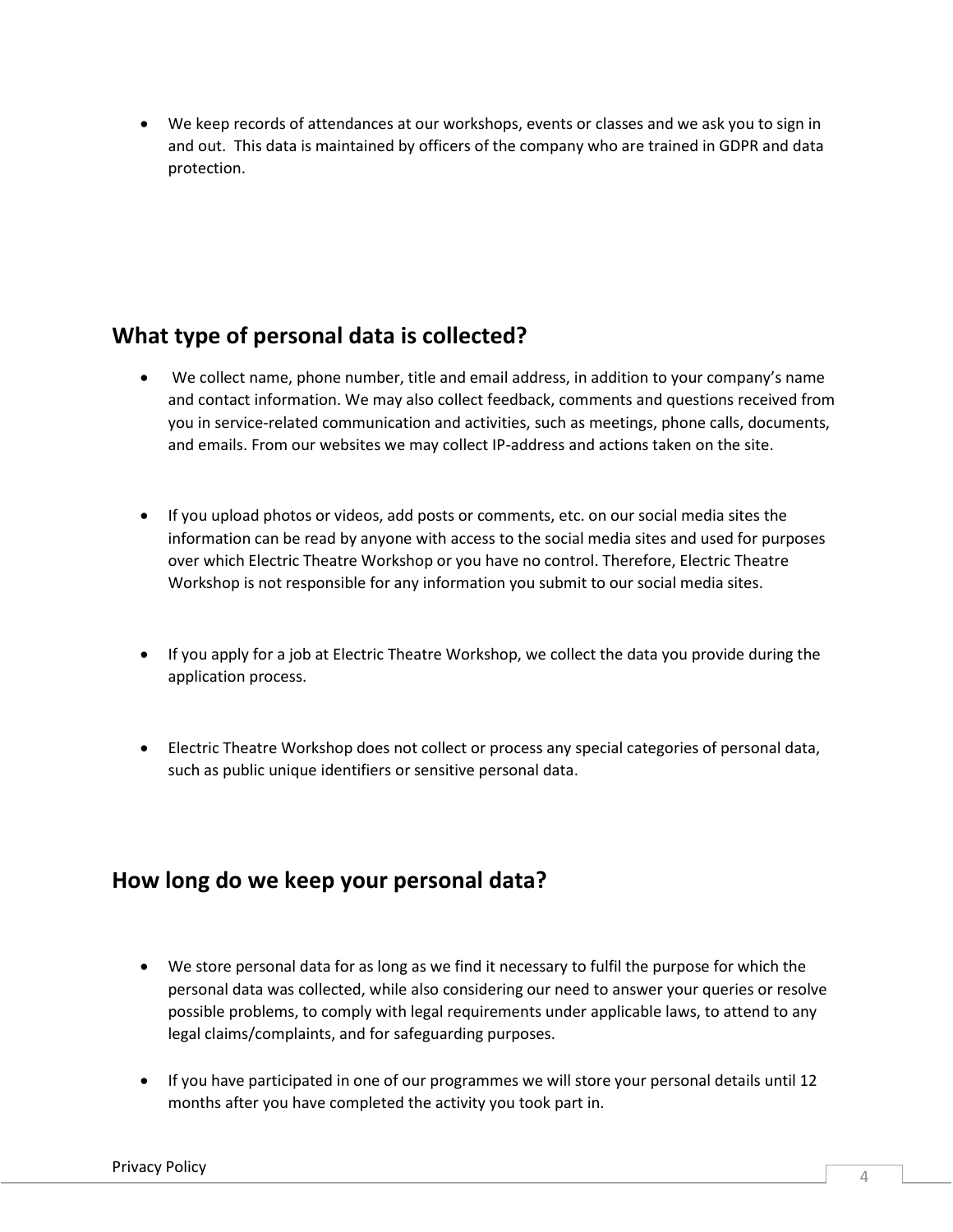- We keep records of attendances at our workshops, events or classes and we ask you to sign in and out. This data is maintained by officers of the company who are trained in GDPR and data protection.

## What type of personal data is collected?

- We collect name, phone number, title and email address, in addition to your company's name and contact information. We may also collect feedback, comments and questions received from you in service-related communication and activities, such as meetings, phone calls, documents, and emails. From our websites we may collect IP-address and actions taken on the site.

- If you upload photos or videos, add posts or comments, etc. on our social media sites the information can be read by anyone with access to the social media sites and used for purposes over which Electric Theatre Workshop or you have no control. Therefore, Electric Theatre Workshop is not responsible for any information you submit to our social media sites.

- If you apply for a job at Electric Theatre Workshop, we collect the data you provide during the application process.

- Electric Theatre Workshop does not collect or process any special categories of personal data, such as public unique identifiers or sensitive personal data.

## How long do we keep your personal data?

- We store personal data for as long as we find it necessary to fulfil the purpose for which the personal data was collected, while also considering our need to answer your queries or resolve possible problems, to comply with legal requirements under applicable laws, to attend to any legal claims/complaints, and for safeguarding purposes.

- If you have participated in one of our programmes we will store your personal details until 12 months after you have completed the activity you took part in.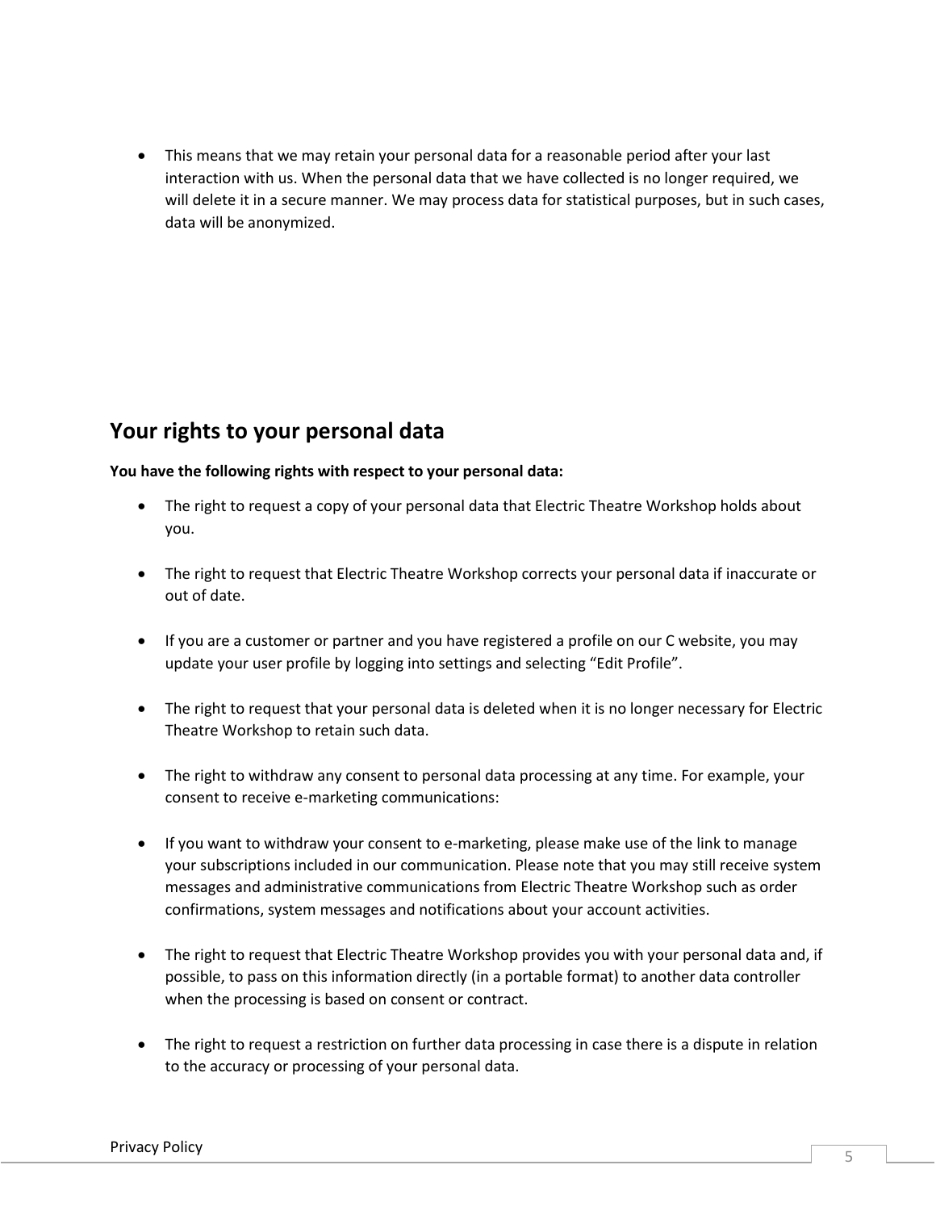- This means that we may retain your personal data for a reasonable period after your last interaction with us. When the personal data that we have collected is no longer required, we will delete it in a secure manner. We may process data for statistical purposes, but in such cases, data will be anonymized.

## Your rights to your personal data

**You have the following rights with respect to your personal data:**

- The right to request a copy of your personal data that Electric Theatre Workshop holds about you.
- The right to request that Electric Theatre Workshop corrects your personal data if inaccurate or out of date.
- If you are a customer or partner and you have registered a profile on our C website, you may update your user profile by logging into settings and selecting "Edit Profile".
- The right to request that your personal data is deleted when it is no longer necessary for Electric Theatre Workshop to retain such data.
- The right to withdraw any consent to personal data processing at any time. For example, your consent to receive e-marketing communications:
- If you want to withdraw your consent to e-marketing, please make use of the link to manage your subscriptions included in our communication. Please note that you may still receive system messages and administrative communications from Electric Theatre Workshop such as order confirmations, system messages and notifications about your account activities.
- The right to request that Electric Theatre Workshop provides you with your personal data and, if possible, to pass on this information directly (in a portable format) to another data controller when the processing is based on consent or contract.
- The right to request a restriction on further data processing in case there is a dispute in relation to the accuracy or processing of your personal data.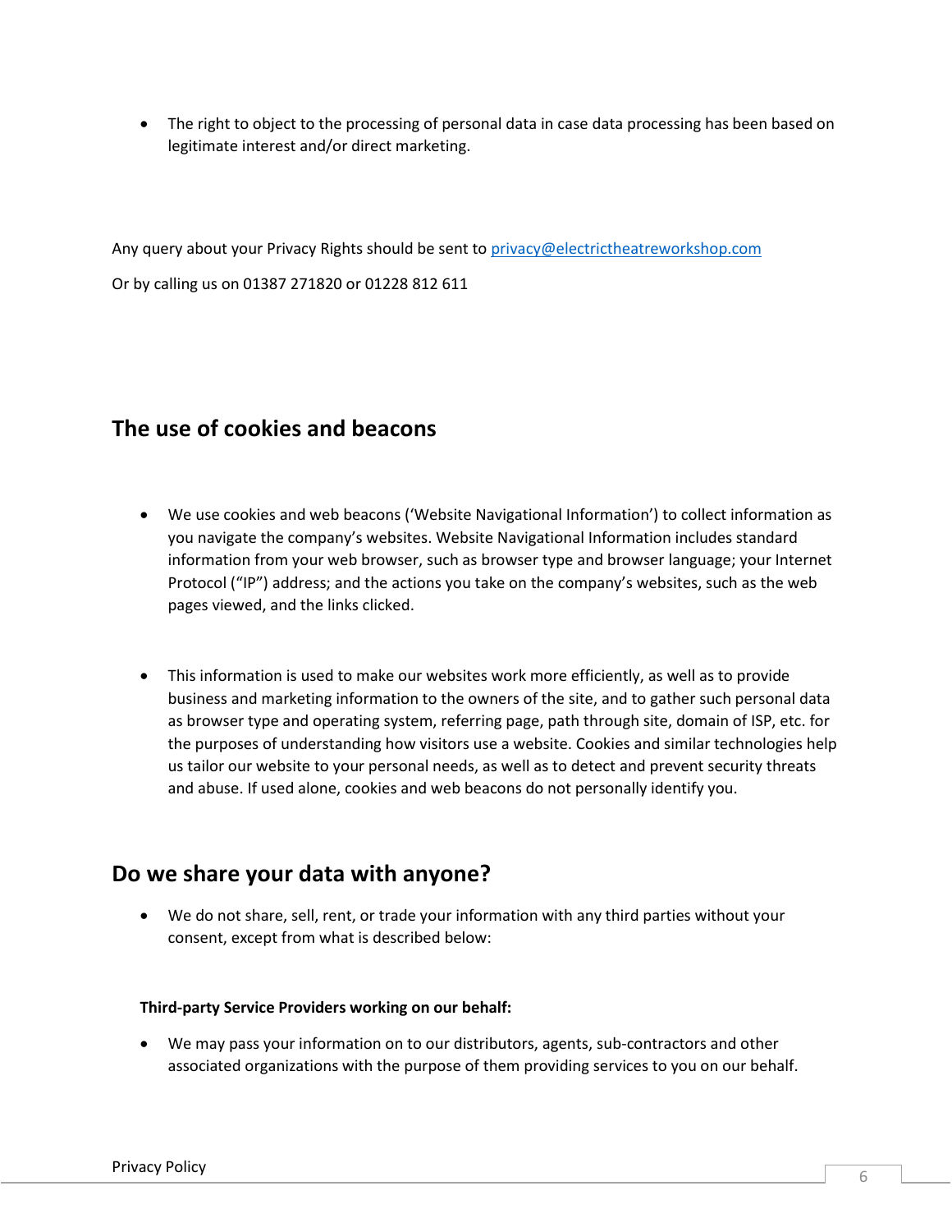- The right to object to the processing of personal data in case data processing has been based on legitimate interest and/or direct marketing.

Any query about your Privacy Rights should be sent to privacy@electrictheatreworkshop.com

Or by calling us on 01387 271820 or 01228 812 611

## The use of cookies and beacons

- We use cookies and web beacons ('Website Navigational Information') to collect information as you navigate the company's websites. Website Navigational Information includes standard information from your web browser, such as browser type and browser language; your Internet Protocol ("IP") address; and the actions you take on the company's websites, such as the web pages viewed, and the links clicked.

- This information is used to make our websites work more efficiently, as well as to provide business and marketing information to the owners of the site, and to gather such personal data as browser type and operating system, referring page, path through site, domain of ISP, etc. for the purposes of understanding how visitors use a website. Cookies and similar technologies help us tailor our website to your personal needs, as well as to detect and prevent security threats and abuse. If used alone, cookies and web beacons do not personally identify you.

## Do we share your data with anyone?

- We do not share, sell, rent, or trade your information with any third parties without your consent, except from what is described below:

**Third-party Service Providers working on our behalf:**

- We may pass your information on to our distributors, agents, sub-contractors and other associated organizations with the purpose of them providing services to you on our behalf.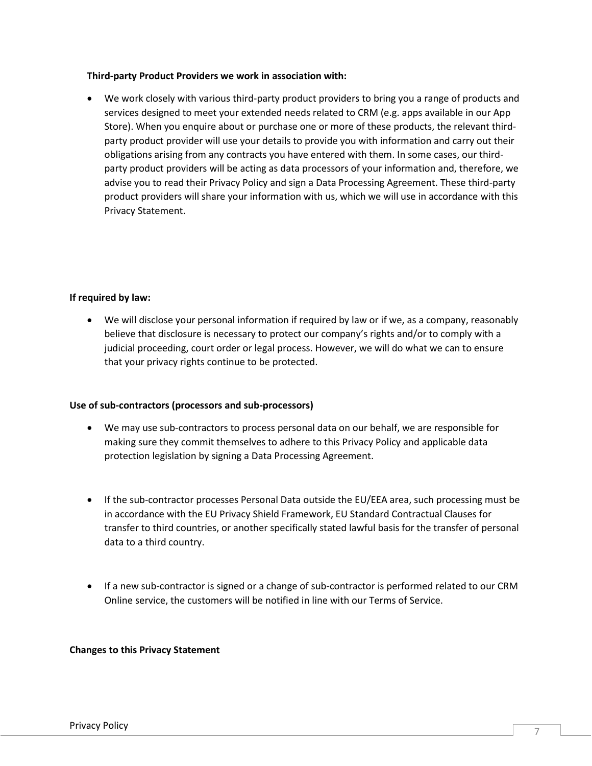**Third-party Product Providers we work in association with:**

- We work closely with various third-party product providers to bring you a range of products and services designed to meet your extended needs related to CRM (e.g. apps available in our App Store). When you enquire about or purchase one or more of these products, the relevant third-party product provider will use your details to provide you with information and carry out their obligations arising from any contracts you have entered with them. In some cases, our third-party product providers will be acting as data processors of your information and, therefore, we advise you to read their Privacy Policy and sign a Data Processing Agreement. These third-party product providers will share your information with us, which we will use in accordance with this Privacy Statement.

**If required by law:**

- We will disclose your personal information if required by law or if we, as a company, reasonably believe that disclosure is necessary to protect our company's rights and/or to comply with a judicial proceeding, court order or legal process. However, we will do what we can to ensure that your privacy rights continue to be protected.

**Use of sub-contractors (processors and sub-processors)**

- We may use sub-contractors to process personal data on our behalf, we are responsible for making sure they commit themselves to adhere to this Privacy Policy and applicable data protection legislation by signing a Data Processing Agreement.

- If the sub-contractor processes Personal Data outside the EU/EEA area, such processing must be in accordance with the EU Privacy Shield Framework, EU Standard Contractual Clauses for transfer to third countries, or another specifically stated lawful basis for the transfer of personal data to a third country.

- If a new sub-contractor is signed or a change of sub-contractor is performed related to our CRM Online service, the customers will be notified in line with our Terms of Service.

**Changes to this Privacy Statement**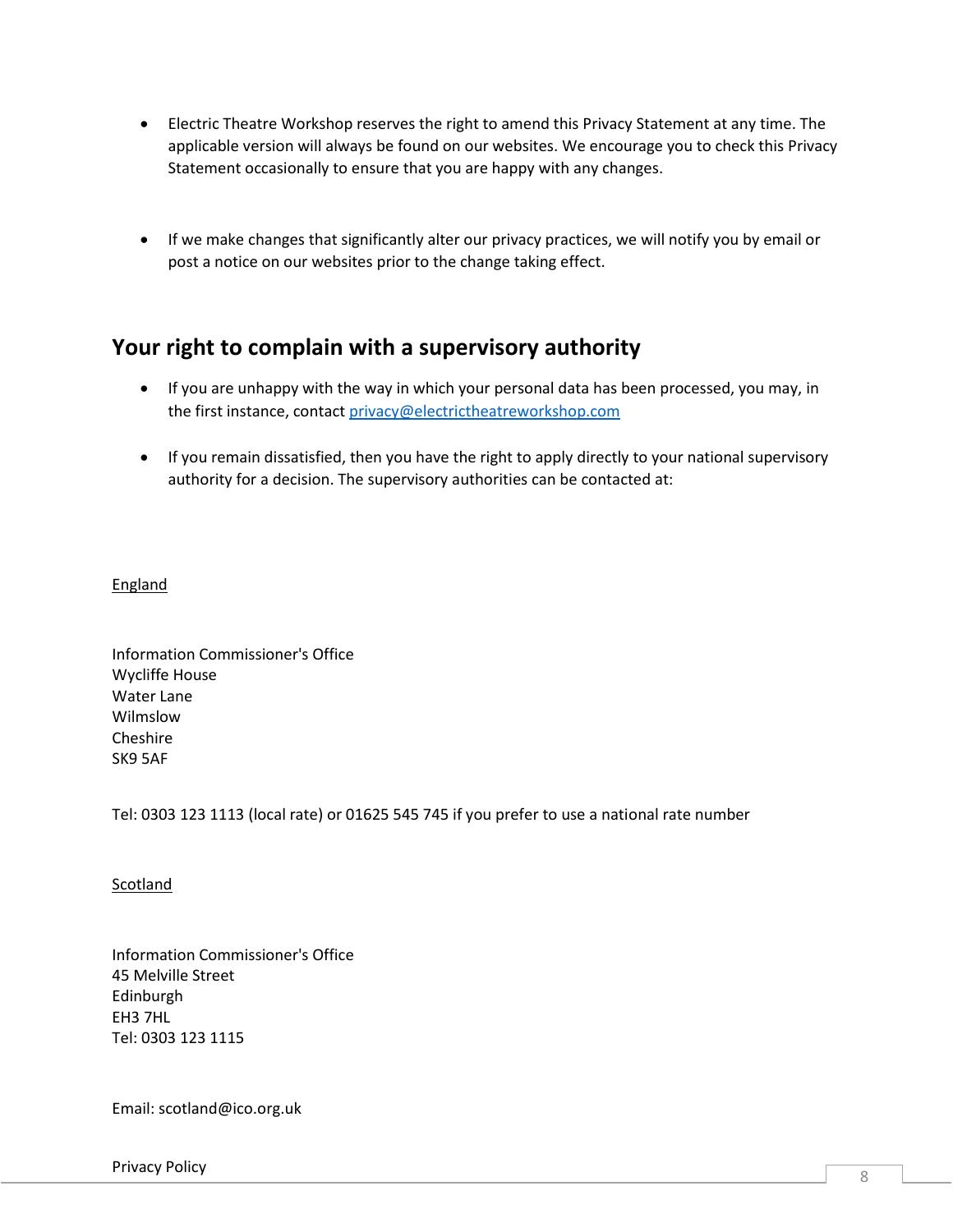- Electric Theatre Workshop reserves the right to amend this Privacy Statement at any time. The applicable version will always be found on our websites. We encourage you to check this Privacy Statement occasionally to ensure that you are happy with any changes.

- If we make changes that significantly alter our privacy practices, we will notify you by email or post a notice on our websites prior to the change taking effect.

## Your right to complain with a supervisory authority

- If you are unhappy with the way in which your personal data has been processed, you may, in the first instance, contact privacy@electrictheatreworkshop.com

- If you remain dissatisfied, then you have the right to apply directly to your national supervisory authority for a decision. The supervisory authorities can be contacted at:

England

Information Commissioner's Office
Wycliffe House
Water Lane
Wilmslow
Cheshire
SK9 5AF

Tel: 0303 123 1113 (local rate) or 01625 545 745 if you prefer to use a national rate number

Scotland

Information Commissioner's Office
45 Melville Street
Edinburgh
EH3 7HL
Tel: 0303 123 1115

Email: scotland@ico.org.uk